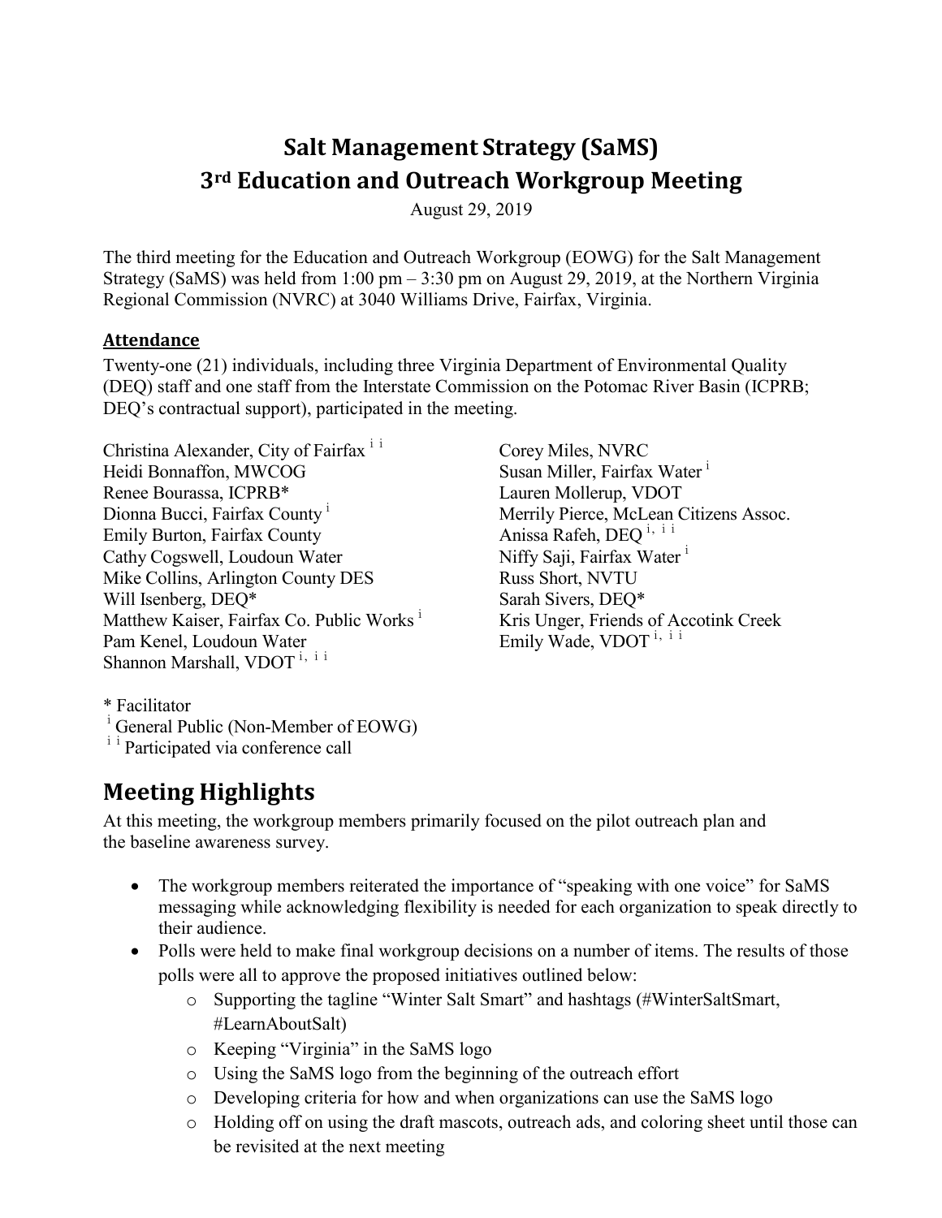# Salt Management Strategy (SaMS)
## 3rd Education and Outreach Workgroup Meeting

August 29, 2019

The third meeting for the Education and Outreach Workgroup (EOWG) for the Salt Management Strategy (SaMS) was held from 1:00 pm – 3:30 pm on August 29, 2019, at the Northern Virginia Regional Commission (NVRC) at 3040 Williams Drive, Fairfax, Virginia.

### Attendance

Twenty-one (21) individuals, including three Virginia Department of Environmental Quality (DEQ) staff and one staff from the Interstate Commission on the Potomac River Basin (ICPRB; DEQ's contractual support), participated in the meeting.

Christina Alexander, City of Fairfax [ii]
Heidi Bonnaffon, MWCOG
Renee Bourassa, ICPRB*
Dionna Bucci, Fairfax County [i]
Emily Burton, Fairfax County
Cathy Cogswell, Loudoun Water
Mike Collins, Arlington County DES
Will Isenberg, DEQ*
Matthew Kaiser, Fairfax Co. Public Works [i]
Pam Kenel, Loudoun Water
Shannon Marshall, VDOT [i, ii]
Corey Miles, NVRC
Susan Miller, Fairfax Water [i]
Lauren Mollerup, VDOT
Merrily Pierce, McLean Citizens Assoc.
Anissa Rafeh, DEQ [i, ii]
Niffy Saji, Fairfax Water [i]
Russ Short, NVTU
Sarah Sivers, DEQ*
Kris Unger, Friends of Accotink Creek
Emily Wade, VDOT [i, ii]

\* Facilitator
[i] General Public (Non-Member of EOWG)
[ii] Participated via conference call

## Meeting Highlights

At this meeting, the workgroup members primarily focused on the pilot outreach plan and the baseline awareness survey.

- The workgroup members reiterated the importance of "speaking with one voice" for SaMS messaging while acknowledging flexibility is needed for each organization to speak directly to their audience.
- Polls were held to make final workgroup decisions on a number of items. The results of those polls were all to approve the proposed initiatives outlined below:
  - Supporting the tagline "Winter Salt Smart" and hashtags (#WinterSaltSmart, #LearnAboutSalt)
  - Keeping "Virginia" in the SaMS logo
  - Using the SaMS logo from the beginning of the outreach effort
  - Developing criteria for how and when organizations can use the SaMS logo
  - Holding off on using the draft mascots, outreach ads, and coloring sheet until those can be revisited at the next meeting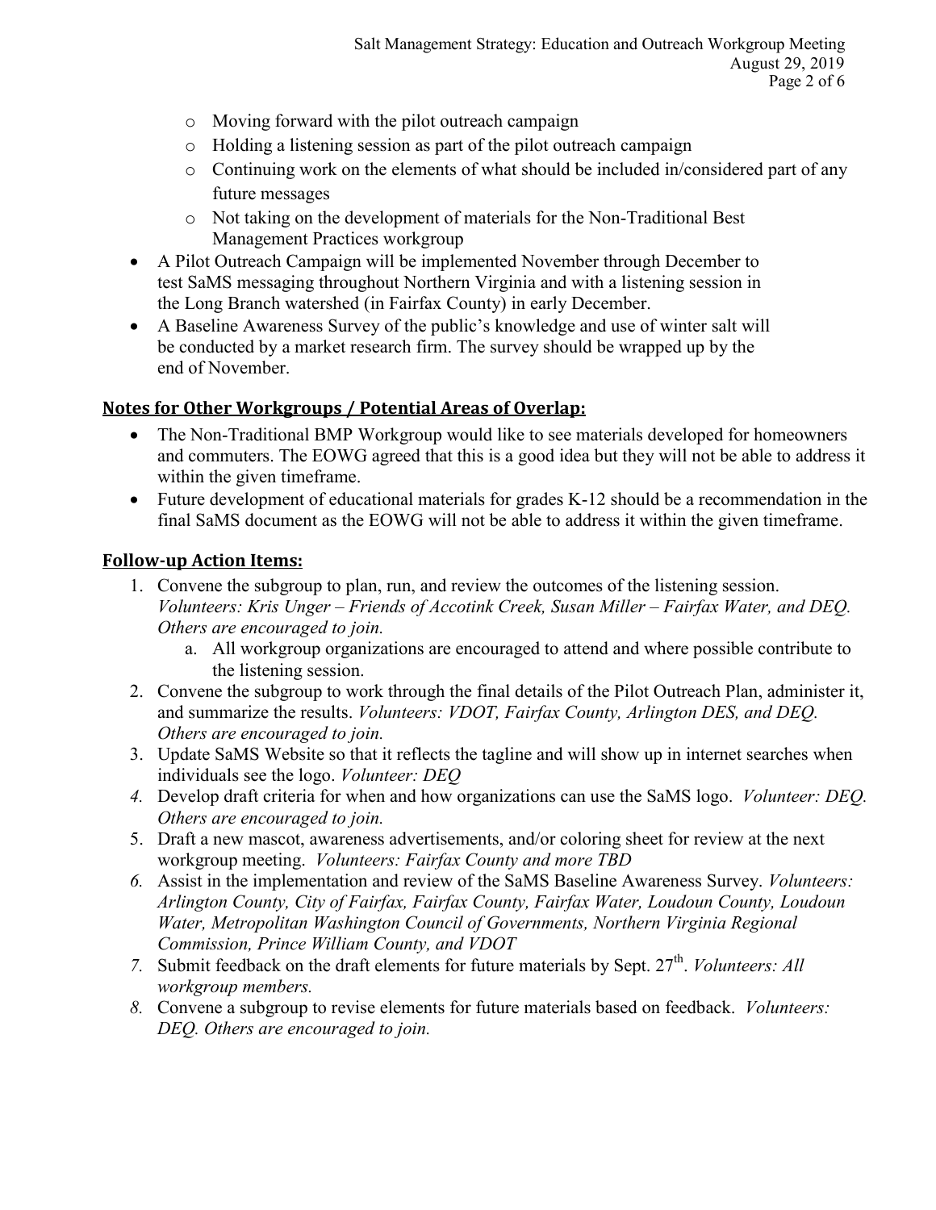- Moving forward with the pilot outreach campaign
  - Holding a listening session as part of the pilot outreach campaign
  - Continuing work on the elements of what should be included in/considered part of any future messages
  - Not taking on the development of materials for the Non-Traditional Best Management Practices workgroup
- A Pilot Outreach Campaign will be implemented November through December to test SaMS messaging throughout Northern Virginia and with a listening session in the Long Branch watershed (in Fairfax County) in early December.
- A Baseline Awareness Survey of the public's knowledge and use of winter salt will be conducted by a market research firm. The survey should be wrapped up by the end of November.

## Notes for Other Workgroups / Potential Areas of Overlap:

- The Non-Traditional BMP Workgroup would like to see materials developed for homeowners and commuters. The EOWG agreed that this is a good idea but they will not be able to address it within the given timeframe.
- Future development of educational materials for grades K-12 should be a recommendation in the final SaMS document as the EOWG will not be able to address it within the given timeframe.

## Follow-up Action Items:

1. Convene the subgroup to plan, run, and review the outcomes of the listening session. *Volunteers: Kris Unger – Friends of Accotink Creek, Susan Miller – Fairfax Water, and DEQ. Others are encouraged to join.*
   a. All workgroup organizations are encouraged to attend and where possible contribute to the listening session.
2. Convene the subgroup to work through the final details of the Pilot Outreach Plan, administer it, and summarize the results. *Volunteers: VDOT, Fairfax County, Arlington DES, and DEQ. Others are encouraged to join.*
3. Update SaMS Website so that it reflects the tagline and will show up in internet searches when individuals see the logo. *Volunteer: DEQ*
4. Develop draft criteria for when and how organizations can use the SaMS logo. *Volunteer: DEQ. Others are encouraged to join.*
5. Draft a new mascot, awareness advertisements, and/or coloring sheet for review at the next workgroup meeting. *Volunteers: Fairfax County and more TBD*
6. Assist in the implementation and review of the SaMS Baseline Awareness Survey. *Volunteers: Arlington County, City of Fairfax, Fairfax County, Fairfax Water, Loudoun County, Loudoun Water, Metropolitan Washington Council of Governments, Northern Virginia Regional Commission, Prince William County, and VDOT*
7. Submit feedback on the draft elements for future materials by Sept. 27th. *Volunteers: All workgroup members.*
8. Convene a subgroup to revise elements for future materials based on feedback. *Volunteers: DEQ. Others are encouraged to join.*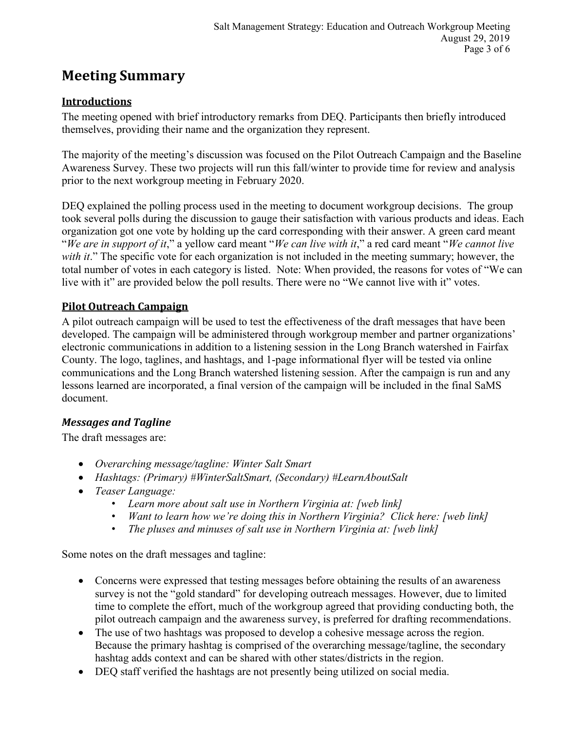# Meeting Summary

## Introductions

The meeting opened with brief introductory remarks from DEQ. Participants then briefly introduced themselves, providing their name and the organization they represent.

The majority of the meeting's discussion was focused on the Pilot Outreach Campaign and the Baseline Awareness Survey. These two projects will run this fall/winter to provide time for review and analysis prior to the next workgroup meeting in February 2020.

DEQ explained the polling process used in the meeting to document workgroup decisions. The group took several polls during the discussion to gauge their satisfaction with various products and ideas. Each organization got one vote by holding up the card corresponding with their answer. A green card meant "*We are in support of it*," a yellow card meant "*We can live with it*," a red card meant "*We cannot live with it*." The specific vote for each organization is not included in the meeting summary; however, the total number of votes in each category is listed. Note: When provided, the reasons for votes of "We can live with it" are provided below the poll results. There were no "We cannot live with it" votes.

## Pilot Outreach Campaign

A pilot outreach campaign will be used to test the effectiveness of the draft messages that have been developed. The campaign will be administered through workgroup member and partner organizations' electronic communications in addition to a listening session in the Long Branch watershed in Fairfax County. The logo, taglines, and hashtags, and 1-page informational flyer will be tested via online communications and the Long Branch watershed listening session. After the campaign is run and any lessons learned are incorporated, a final version of the campaign will be included in the final SaMS document.

### *Messages and Tagline*

The draft messages are:

- *Overarching message/tagline: Winter Salt Smart*
- *Hashtags: (Primary) #WinterSaltSmart, (Secondary) #LearnAboutSalt*
- *Teaser Language:*
  - *Learn more about salt use in Northern Virginia at: [web link]*
  - *Want to learn how we're doing this in Northern Virginia? Click here: [web link]*
  - *The pluses and minuses of salt use in Northern Virginia at: [web link]*

Some notes on the draft messages and tagline:

- Concerns were expressed that testing messages before obtaining the results of an awareness survey is not the "gold standard" for developing outreach messages. However, due to limited time to complete the effort, much of the workgroup agreed that providing conducting both, the pilot outreach campaign and the awareness survey, is preferred for drafting recommendations.
- The use of two hashtags was proposed to develop a cohesive message across the region. Because the primary hashtag is comprised of the overarching message/tagline, the secondary hashtag adds context and can be shared with other states/districts in the region.
- DEQ staff verified the hashtags are not presently being utilized on social media.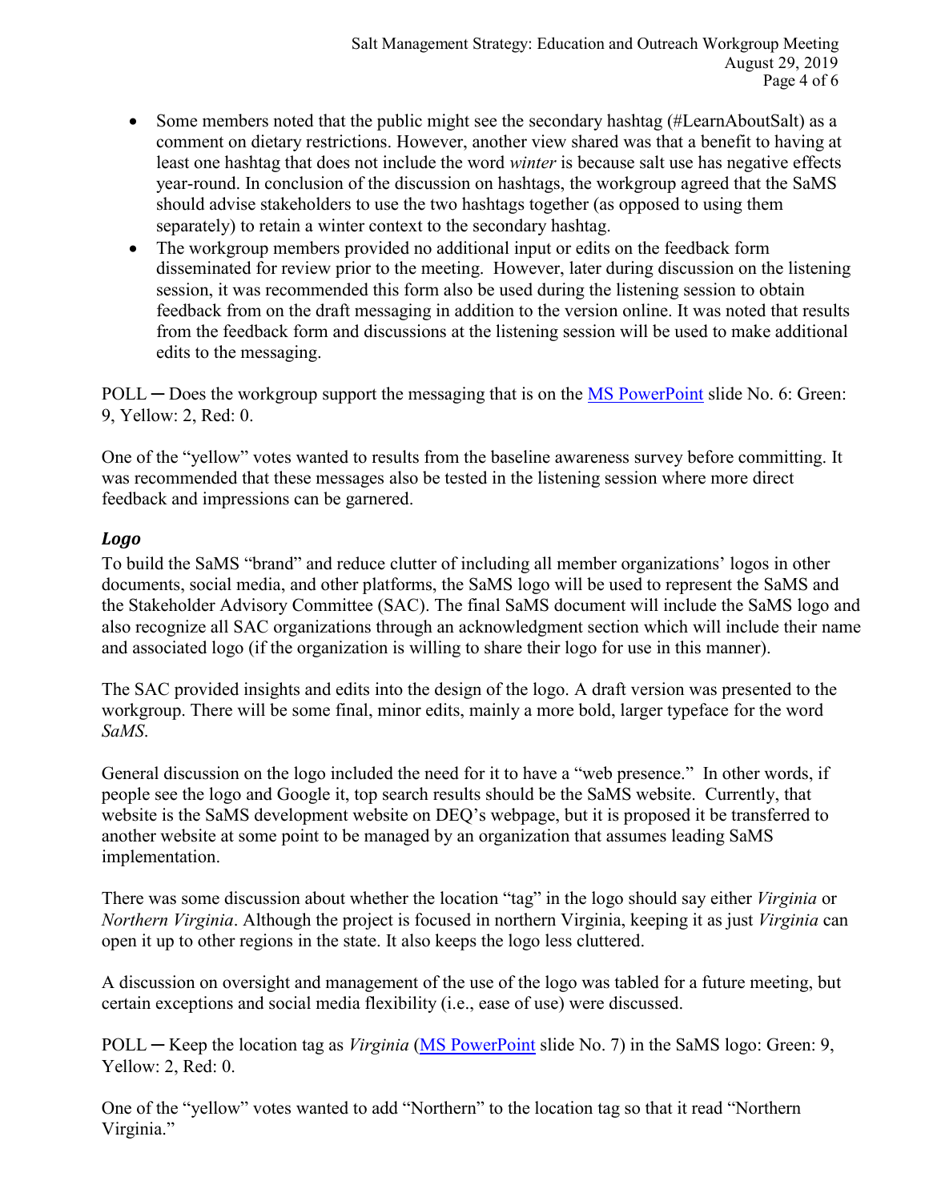- Some members noted that the public might see the secondary hashtag (#LearnAboutSalt) as a comment on dietary restrictions. However, another view shared was that a benefit to having at least one hashtag that does not include the word *winter* is because salt use has negative effects year-round. In conclusion of the discussion on hashtags, the workgroup agreed that the SaMS should advise stakeholders to use the two hashtags together (as opposed to using them separately) to retain a winter context to the secondary hashtag.
- The workgroup members provided no additional input or edits on the feedback form disseminated for review prior to the meeting. However, later during discussion on the listening session, it was recommended this form also be used during the listening session to obtain feedback from on the draft messaging in addition to the version online. It was noted that results from the feedback form and discussions at the listening session will be used to make additional edits to the messaging.

POLL ─ Does the workgroup support the messaging that is on the MS PowerPoint slide No. 6: Green: 9, Yellow: 2, Red: 0.

One of the "yellow" votes wanted to results from the baseline awareness survey before committing. It was recommended that these messages also be tested in the listening session where more direct feedback and impressions can be garnered.

### *Logo*

To build the SaMS "brand" and reduce clutter of including all member organizations' logos in other documents, social media, and other platforms, the SaMS logo will be used to represent the SaMS and the Stakeholder Advisory Committee (SAC). The final SaMS document will include the SaMS logo and also recognize all SAC organizations through an acknowledgment section which will include their name and associated logo (if the organization is willing to share their logo for use in this manner).

The SAC provided insights and edits into the design of the logo. A draft version was presented to the workgroup. There will be some final, minor edits, mainly a more bold, larger typeface for the word *SaMS*.

General discussion on the logo included the need for it to have a "web presence." In other words, if people see the logo and Google it, top search results should be the SaMS website. Currently, that website is the SaMS development website on DEQ's webpage, but it is proposed it be transferred to another website at some point to be managed by an organization that assumes leading SaMS implementation.

There was some discussion about whether the location "tag" in the logo should say either *Virginia* or *Northern Virginia*. Although the project is focused in northern Virginia, keeping it as just *Virginia* can open it up to other regions in the state. It also keeps the logo less cluttered.

A discussion on oversight and management of the use of the logo was tabled for a future meeting, but certain exceptions and social media flexibility (i.e., ease of use) were discussed.

POLL ─ Keep the location tag as *Virginia* (MS PowerPoint slide No. 7) in the SaMS logo: Green: 9, Yellow: 2, Red: 0.

One of the "yellow" votes wanted to add "Northern" to the location tag so that it read "Northern Virginia."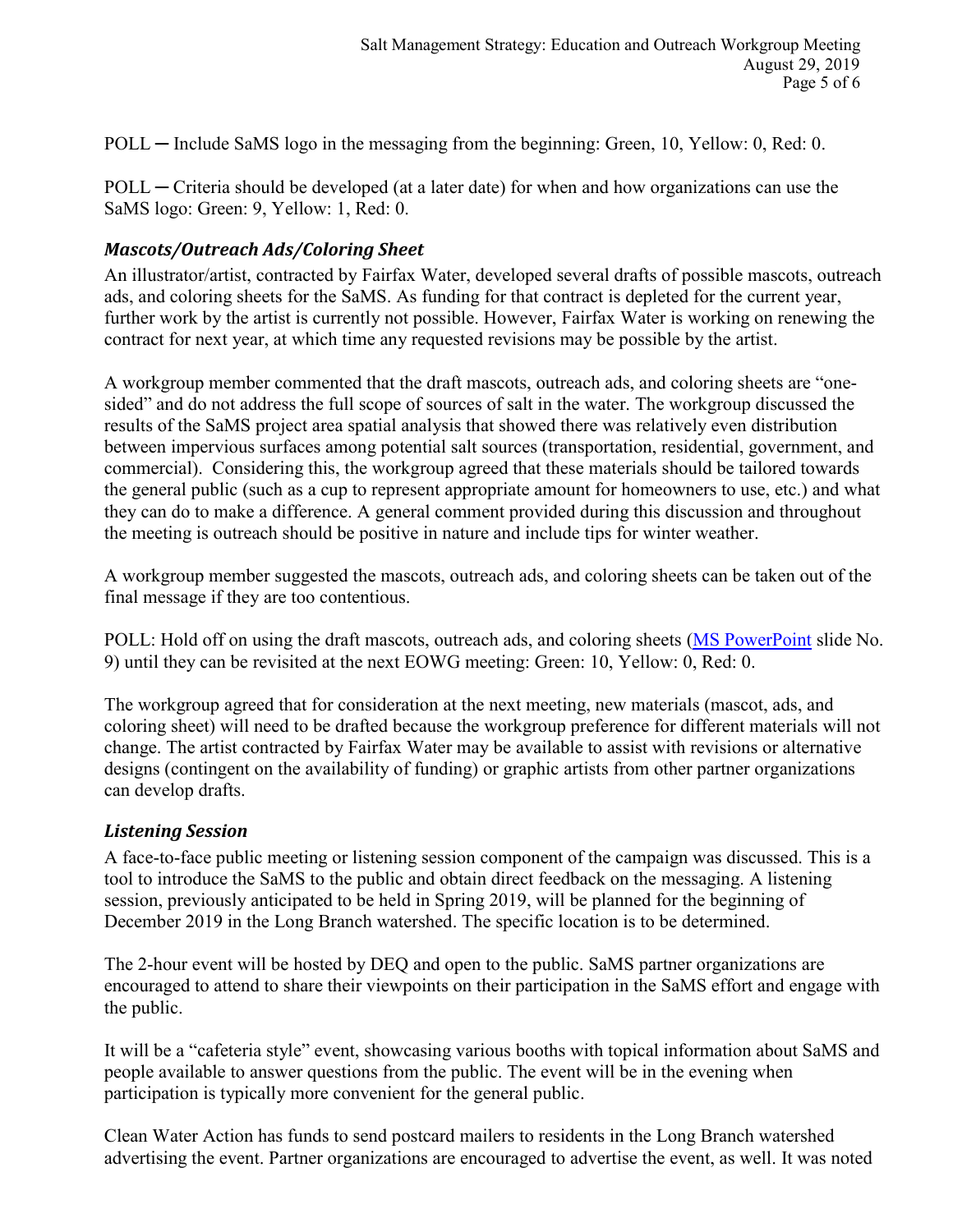POLL ─ Include SaMS logo in the messaging from the beginning: Green, 10, Yellow: 0, Red: 0.

POLL ─ Criteria should be developed (at a later date) for when and how organizations can use the SaMS logo: Green: 9, Yellow: 1, Red: 0.

### *Mascots/Outreach Ads/Coloring Sheet*

An illustrator/artist, contracted by Fairfax Water, developed several drafts of possible mascots, outreach ads, and coloring sheets for the SaMS. As funding for that contract is depleted for the current year, further work by the artist is currently not possible. However, Fairfax Water is working on renewing the contract for next year, at which time any requested revisions may be possible by the artist.

A workgroup member commented that the draft mascots, outreach ads, and coloring sheets are "one-sided" and do not address the full scope of sources of salt in the water. The workgroup discussed the results of the SaMS project area spatial analysis that showed there was relatively even distribution between impervious surfaces among potential salt sources (transportation, residential, government, and commercial). Considering this, the workgroup agreed that these materials should be tailored towards the general public (such as a cup to represent appropriate amount for homeowners to use, etc.) and what they can do to make a difference. A general comment provided during this discussion and throughout the meeting is outreach should be positive in nature and include tips for winter weather.

A workgroup member suggested the mascots, outreach ads, and coloring sheets can be taken out of the final message if they are too contentious.

POLL: Hold off on using the draft mascots, outreach ads, and coloring sheets (MS PowerPoint slide No. 9) until they can be revisited at the next EOWG meeting: Green: 10, Yellow: 0, Red: 0.

The workgroup agreed that for consideration at the next meeting, new materials (mascot, ads, and coloring sheet) will need to be drafted because the workgroup preference for different materials will not change. The artist contracted by Fairfax Water may be available to assist with revisions or alternative designs (contingent on the availability of funding) or graphic artists from other partner organizations can develop drafts.

### *Listening Session*

A face-to-face public meeting or listening session component of the campaign was discussed. This is a tool to introduce the SaMS to the public and obtain direct feedback on the messaging. A listening session, previously anticipated to be held in Spring 2019, will be planned for the beginning of December 2019 in the Long Branch watershed. The specific location is to be determined.

The 2-hour event will be hosted by DEQ and open to the public. SaMS partner organizations are encouraged to attend to share their viewpoints on their participation in the SaMS effort and engage with the public.

It will be a "cafeteria style" event, showcasing various booths with topical information about SaMS and people available to answer questions from the public. The event will be in the evening when participation is typically more convenient for the general public.

Clean Water Action has funds to send postcard mailers to residents in the Long Branch watershed advertising the event. Partner organizations are encouraged to advertise the event, as well. It was noted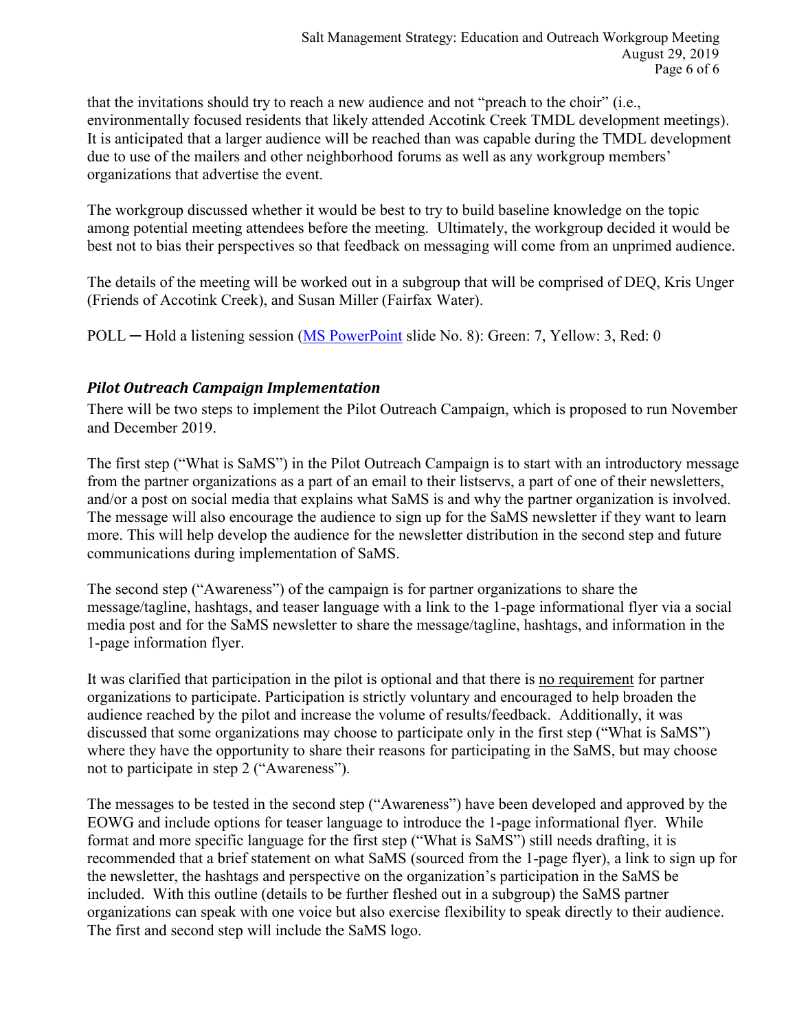that the invitations should try to reach a new audience and not "preach to the choir" (i.e., environmentally focused residents that likely attended Accotink Creek TMDL development meetings). It is anticipated that a larger audience will be reached than was capable during the TMDL development due to use of the mailers and other neighborhood forums as well as any workgroup members' organizations that advertise the event.

The workgroup discussed whether it would be best to try to build baseline knowledge on the topic among potential meeting attendees before the meeting. Ultimately, the workgroup decided it would be best not to bias their perspectives so that feedback on messaging will come from an unprimed audience.

The details of the meeting will be worked out in a subgroup that will be comprised of DEQ, Kris Unger (Friends of Accotink Creek), and Susan Miller (Fairfax Water).

POLL ─ Hold a listening session (MS PowerPoint slide No. 8): Green: 7, Yellow: 3, Red: 0

### *Pilot Outreach Campaign Implementation*

There will be two steps to implement the Pilot Outreach Campaign, which is proposed to run November and December 2019.

The first step ("What is SaMS") in the Pilot Outreach Campaign is to start with an introductory message from the partner organizations as a part of an email to their listservs, a part of one of their newsletters, and/or a post on social media that explains what SaMS is and why the partner organization is involved. The message will also encourage the audience to sign up for the SaMS newsletter if they want to learn more. This will help develop the audience for the newsletter distribution in the second step and future communications during implementation of SaMS.

The second step ("Awareness") of the campaign is for partner organizations to share the message/tagline, hashtags, and teaser language with a link to the 1-page informational flyer via a social media post and for the SaMS newsletter to share the message/tagline, hashtags, and information in the 1-page information flyer.

It was clarified that participation in the pilot is optional and that there is no requirement for partner organizations to participate. Participation is strictly voluntary and encouraged to help broaden the audience reached by the pilot and increase the volume of results/feedback. Additionally, it was discussed that some organizations may choose to participate only in the first step ("What is SaMS") where they have the opportunity to share their reasons for participating in the SaMS, but may choose not to participate in step 2 ("Awareness").

The messages to be tested in the second step ("Awareness") have been developed and approved by the EOWG and include options for teaser language to introduce the 1-page informational flyer. While format and more specific language for the first step ("What is SaMS") still needs drafting, it is recommended that a brief statement on what SaMS (sourced from the 1-page flyer), a link to sign up for the newsletter, the hashtags and perspective on the organization's participation in the SaMS be included. With this outline (details to be further fleshed out in a subgroup) the SaMS partner organizations can speak with one voice but also exercise flexibility to speak directly to their audience. The first and second step will include the SaMS logo.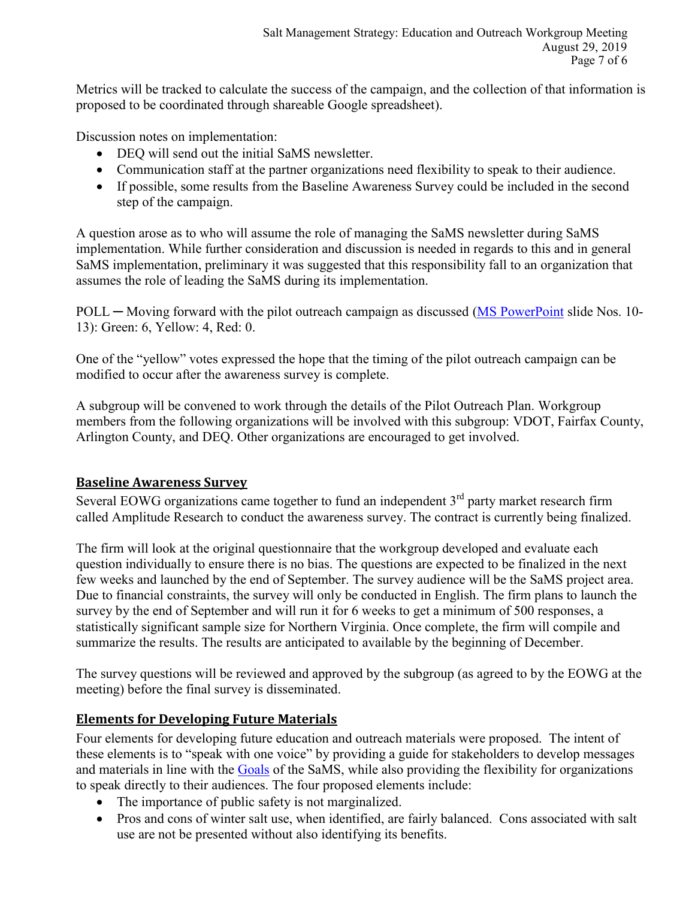Metrics will be tracked to calculate the success of the campaign, and the collection of that information is proposed to be coordinated through shareable Google spreadsheet).

Discussion notes on implementation:

- DEQ will send out the initial SaMS newsletter.
- Communication staff at the partner organizations need flexibility to speak to their audience.
- If possible, some results from the Baseline Awareness Survey could be included in the second step of the campaign.

A question arose as to who will assume the role of managing the SaMS newsletter during SaMS implementation. While further consideration and discussion is needed in regards to this and in general SaMS implementation, preliminary it was suggested that this responsibility fall to an organization that assumes the role of leading the SaMS during its implementation.

POLL ─ Moving forward with the pilot outreach campaign as discussed (MS PowerPoint slide Nos. 10-13): Green: 6, Yellow: 4, Red: 0.

One of the "yellow" votes expressed the hope that the timing of the pilot outreach campaign can be modified to occur after the awareness survey is complete.

A subgroup will be convened to work through the details of the Pilot Outreach Plan. Workgroup members from the following organizations will be involved with this subgroup: VDOT, Fairfax County, Arlington County, and DEQ. Other organizations are encouraged to get involved.

## Baseline Awareness Survey

Several EOWG organizations came together to fund an independent 3rd party market research firm called Amplitude Research to conduct the awareness survey. The contract is currently being finalized.

The firm will look at the original questionnaire that the workgroup developed and evaluate each question individually to ensure there is no bias. The questions are expected to be finalized in the next few weeks and launched by the end of September. The survey audience will be the SaMS project area. Due to financial constraints, the survey will only be conducted in English. The firm plans to launch the survey by the end of September and will run it for 6 weeks to get a minimum of 500 responses, a statistically significant sample size for Northern Virginia. Once complete, the firm will compile and summarize the results. The results are anticipated to available by the beginning of December.

The survey questions will be reviewed and approved by the subgroup (as agreed to by the EOWG at the meeting) before the final survey is disseminated.

## Elements for Developing Future Materials

Four elements for developing future education and outreach materials were proposed. The intent of these elements is to "speak with one voice" by providing a guide for stakeholders to develop messages and materials in line with the Goals of the SaMS, while also providing the flexibility for organizations to speak directly to their audiences. The four proposed elements include:

- The importance of public safety is not marginalized.
- Pros and cons of winter salt use, when identified, are fairly balanced. Cons associated with salt use are not be presented without also identifying its benefits.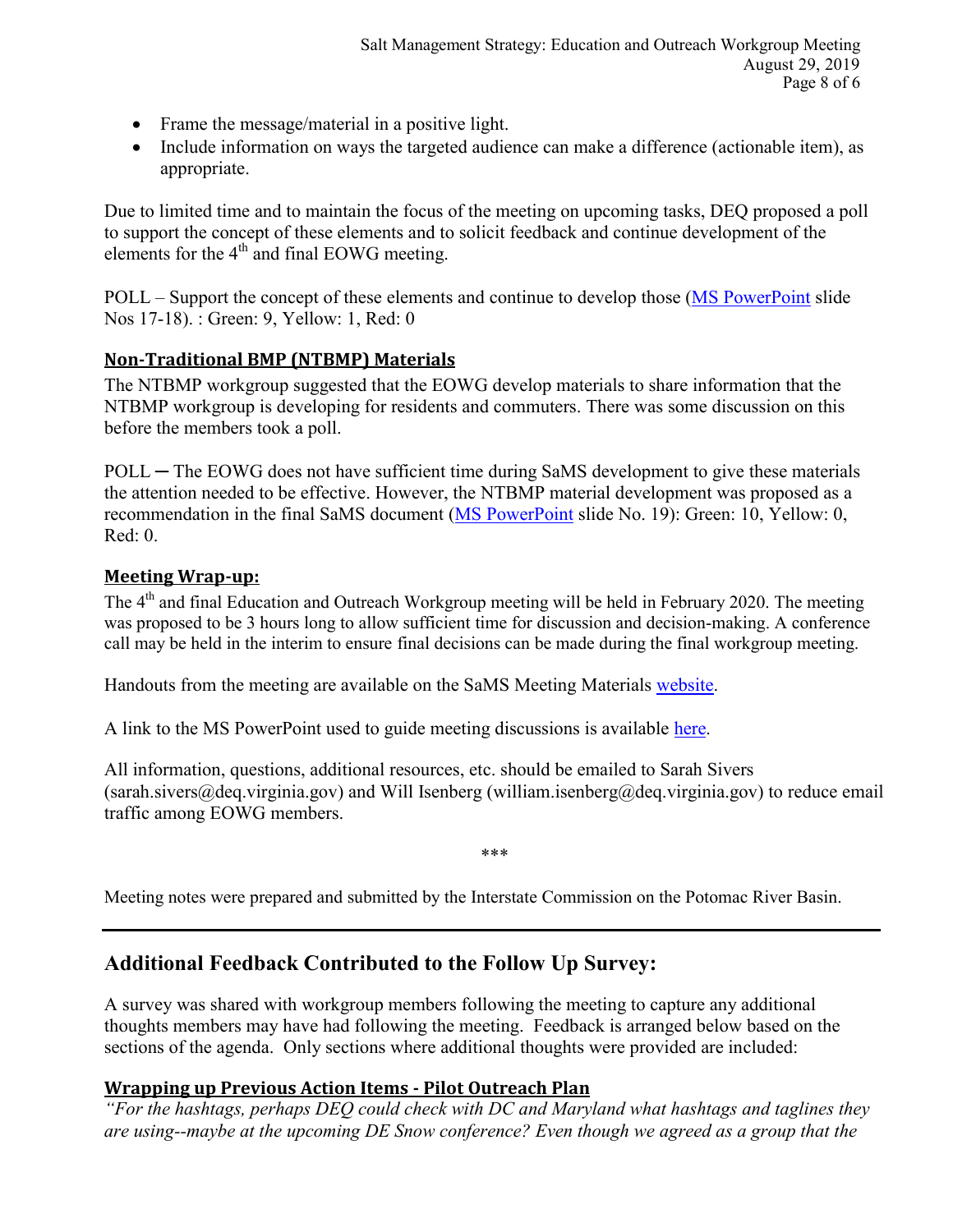- Frame the message/material in a positive light.
- Include information on ways the targeted audience can make a difference (actionable item), as appropriate.

Due to limited time and to maintain the focus of the meeting on upcoming tasks, DEQ proposed a poll to support the concept of these elements and to solicit feedback and continue development of the elements for the 4th and final EOWG meeting.

POLL – Support the concept of these elements and continue to develop those (MS PowerPoint slide Nos 17-18). : Green: 9, Yellow: 1, Red: 0

## Non-Traditional BMP (NTBMP) Materials

The NTBMP workgroup suggested that the EOWG develop materials to share information that the NTBMP workgroup is developing for residents and commuters. There was some discussion on this before the members took a poll.

POLL ─ The EOWG does not have sufficient time during SaMS development to give these materials the attention needed to be effective. However, the NTBMP material development was proposed as a recommendation in the final SaMS document (MS PowerPoint slide No. 19): Green: 10, Yellow: 0, Red: 0.

## Meeting Wrap-up:

The 4th and final Education and Outreach Workgroup meeting will be held in February 2020. The meeting was proposed to be 3 hours long to allow sufficient time for discussion and decision-making. A conference call may be held in the interim to ensure final decisions can be made during the final workgroup meeting.

Handouts from the meeting are available on the SaMS Meeting Materials website.

A link to the MS PowerPoint used to guide meeting discussions is available here.

All information, questions, additional resources, etc. should be emailed to Sarah Sivers (sarah.sivers@deq.virginia.gov) and Will Isenberg (william.isenberg@deq.virginia.gov) to reduce email traffic among EOWG members.

***

Meeting notes were prepared and submitted by the Interstate Commission on the Potomac River Basin.

---

# Additional Feedback Contributed to the Follow Up Survey:

A survey was shared with workgroup members following the meeting to capture any additional thoughts members may have had following the meeting. Feedback is arranged below based on the sections of the agenda. Only sections where additional thoughts were provided are included:

## Wrapping up Previous Action Items - Pilot Outreach Plan

*"For the hashtags, perhaps DEQ could check with DC and Maryland what hashtags and taglines they are using--maybe at the upcoming DE Snow conference? Even though we agreed as a group that the*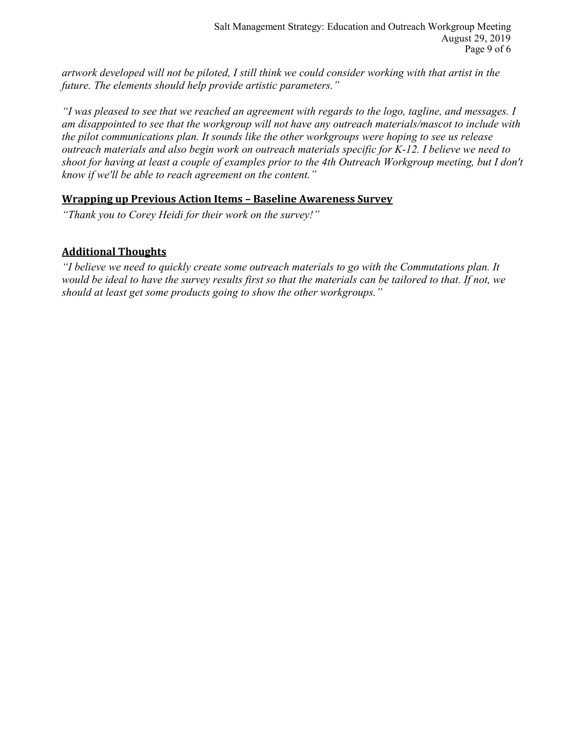*artwork developed will not be piloted, I still think we could consider working with that artist in the future. The elements should help provide artistic parameters."*

*"I was pleased to see that we reached an agreement with regards to the logo, tagline, and messages. I am disappointed to see that the workgroup will not have any outreach materials/mascot to include with the pilot communications plan. It sounds like the other workgroups were hoping to see us release outreach materials and also begin work on outreach materials specific for K-12. I believe we need to shoot for having at least a couple of examples prior to the 4th Outreach Workgroup meeting, but I don't know if we'll be able to reach agreement on the content."*

## Wrapping up Previous Action Items – Baseline Awareness Survey

*"Thank you to Corey Heidi for their work on the survey!"*

## Additional Thoughts

*"I believe we need to quickly create some outreach materials to go with the Commutations plan. It would be ideal to have the survey results first so that the materials can be tailored to that. If not, we should at least get some products going to show the other workgroups."*